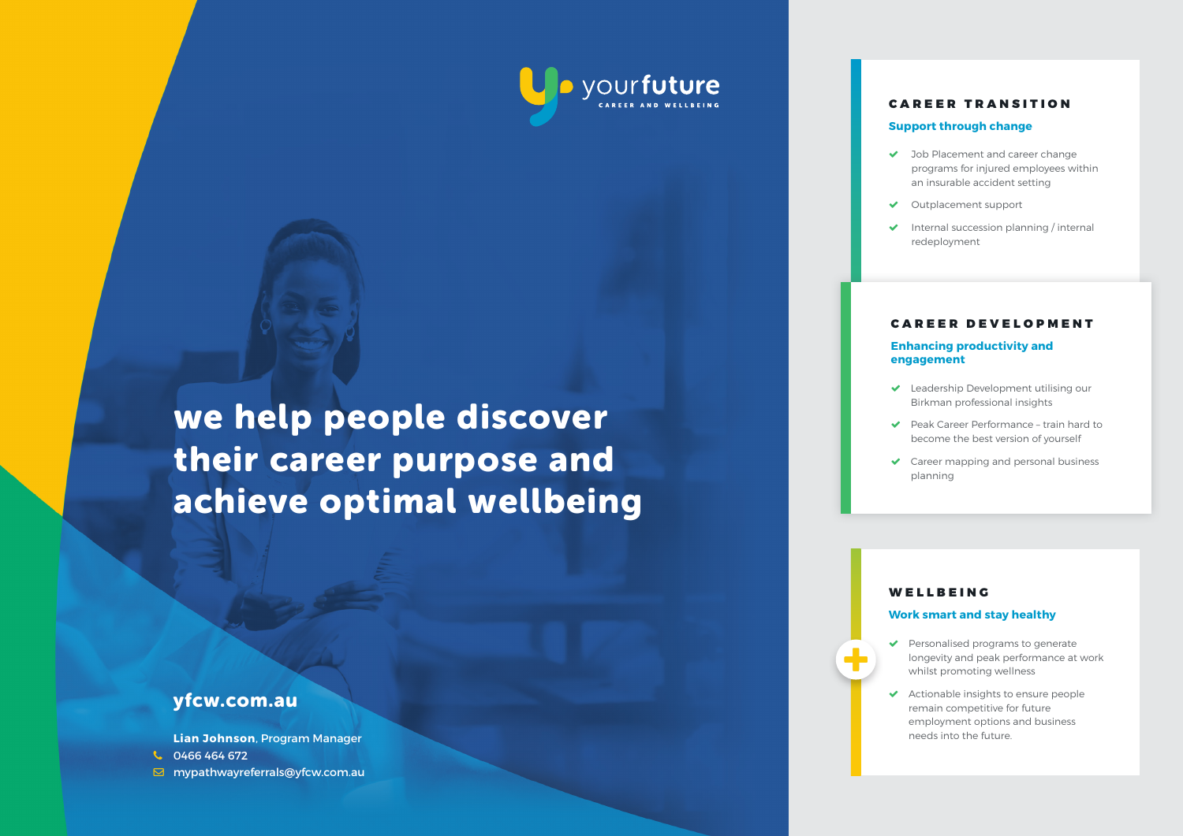yourfuture
CAREER AND WELLBEING

# we help people discover their career purpose and achieve optimal wellbeing

**yfcw.com.au**

**Lian Johnson**, Program Manager
0466 464 672
mypathwayreferrals@yfcw.com.au

## CAREER TRANSITION

### Support through change

- Job Placement and career change programs for injured employees within an insurable accident setting
- Outplacement support
- Internal succession planning / internal redeployment

## CAREER DEVELOPMENT

### Enhancing productivity and engagement

- Leadership Development utilising our Birkman professional insights
- Peak Career Performance – train hard to become the best version of yourself
- Career mapping and personal business planning

## WELLBEING

### Work smart and stay healthy

- Personalised programs to generate longevity and peak performance at work whilst promoting wellness
- Actionable insights to ensure people remain competitive for future employment options and business needs into the future.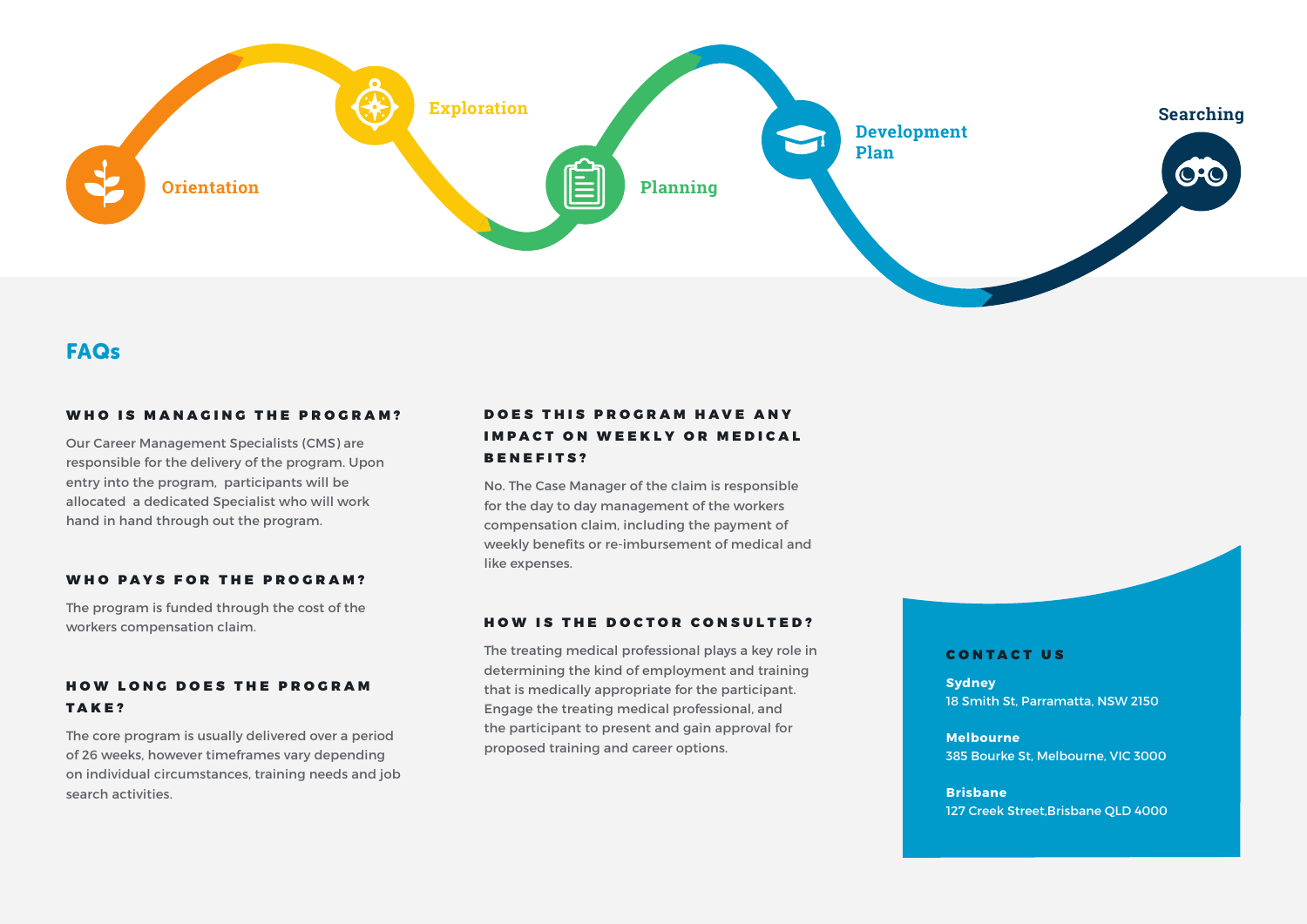Orientation

Exploration

Planning

Development Plan

Searching

## FAQs

### WHO IS MANAGING THE PROGRAM?

Our Career Management Specialists (CMS) are responsible for the delivery of the program. Upon entry into the program, participants will be allocated a dedicated Specialist who will work hand in hand through out the program.

### WHO PAYS FOR THE PROGRAM?

The program is funded through the cost of the workers compensation claim.

### HOW LONG DOES THE PROGRAM TAKE?

The core program is usually delivered over a period of 26 weeks, however timeframes vary depending on individual circumstances, training needs and job search activities.

### DOES THIS PROGRAM HAVE ANY IMPACT ON WEEKLY OR MEDICAL BENEFITS?

No. The Case Manager of the claim is responsible for the day to day management of the workers compensation claim, including the payment of weekly benefits or re-imbursement of medical and like expenses.

### HOW IS THE DOCTOR CONSULTED?

The treating medical professional plays a key role in determining the kind of employment and training that is medically appropriate for the participant. Engage the treating medical professional, and the participant to present and gain approval for proposed training and career options.

### CONTACT US

**Sydney**
18 Smith St, Parramatta, NSW 2150

**Melbourne**
385 Bourke St, Melbourne, VIC 3000

**Brisbane**
127 Creek Street,Brisbane QLD 4000